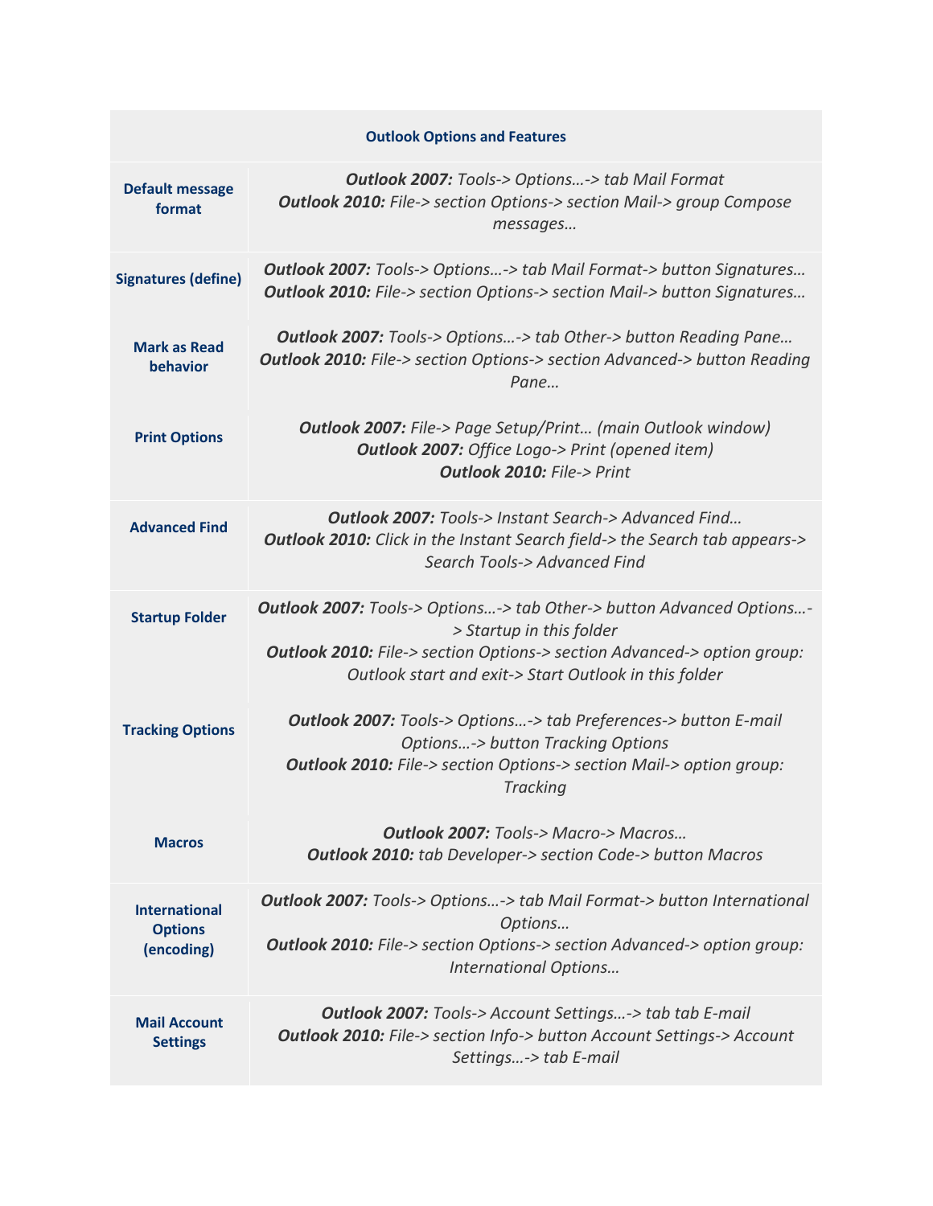| Outlook Options and Features | |
|---|---|
| **Default message format** | ***Outlook 2007:*** *Tools-> Options…-> tab Mail Format*<br>***Outlook 2010:*** *File-> section Options-> section Mail-> group Compose messages…* |
| **Signatures (define)** | ***Outlook 2007:*** *Tools-> Options…-> tab Mail Format-> button Signatures…*<br>***Outlook 2010:*** *File-> section Options-> section Mail-> button Signatures…* |
| **Mark as Read behavior** | ***Outlook 2007:*** *Tools-> Options…-> tab Other-> button Reading Pane…*<br>***Outlook 2010:*** *File-> section Options-> section Advanced-> button Reading Pane…* |
| **Print Options** | ***Outlook 2007:*** *File-> Page Setup/Print… (main Outlook window)*<br>***Outlook 2007:*** *Office Logo-> Print (opened item)*<br>***Outlook 2010:*** *File-> Print* |
| **Advanced Find** | ***Outlook 2007:*** *Tools-> Instant Search-> Advanced Find…*<br>***Outlook 2010:*** *Click in the Instant Search field-> the Search tab appears-> Search Tools-> Advanced Find* |
| **Startup Folder** | ***Outlook 2007:*** *Tools-> Options…-> tab Other-> button Advanced Options…-> Startup in this folder*<br>***Outlook 2010:*** *File-> section Options-> section Advanced-> option group: Outlook start and exit-> Start Outlook in this folder* |
| **Tracking Options** | ***Outlook 2007:*** *Tools-> Options…-> tab Preferences-> button E-mail Options…-> button Tracking Options*<br>***Outlook 2010:*** *File-> section Options-> section Mail-> option group: Tracking* |
| **Macros** | ***Outlook 2007:*** *Tools-> Macro-> Macros…*<br>***Outlook 2010:*** *tab Developer-> section Code-> button Macros* |
| **International Options (encoding)** | ***Outlook 2007:*** *Tools-> Options…-> tab Mail Format-> button International Options…*<br>***Outlook 2010:*** *File-> section Options-> section Advanced-> option group: International Options…* |
| **Mail Account Settings** | ***Outlook 2007:*** *Tools-> Account Settings…-> tab tab E-mail*<br>***Outlook 2010:*** *File-> section Info-> button Account Settings-> Account Settings…-> tab E-mail* |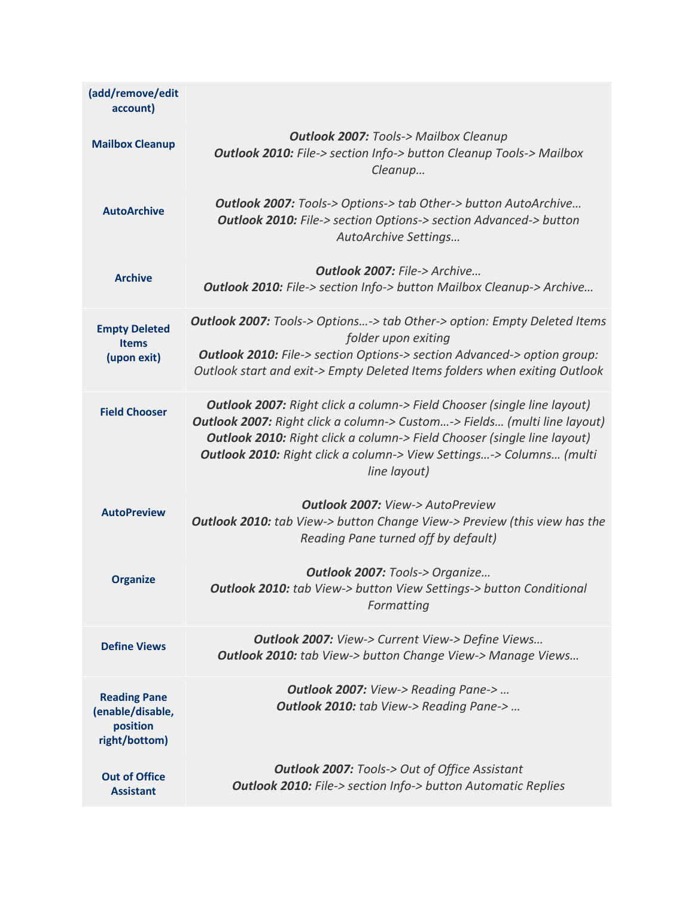| | |
|---|---|
| **(add/remove/edit account)** | |
| **Mailbox Cleanup** | ***Outlook 2007:*** *Tools-> Mailbox Cleanup*<br>***Outlook 2010:*** *File-> section Info-> button Cleanup Tools-> Mailbox Cleanup…* |
| **AutoArchive** | ***Outlook 2007:*** *Tools-> Options-> tab Other-> button AutoArchive…*<br>***Outlook 2010:*** *File-> section Options-> section Advanced-> button AutoArchive Settings…* |
| **Archive** | ***Outlook 2007:*** *File-> Archive…*<br>***Outlook 2010:*** *File-> section Info-> button Mailbox Cleanup-> Archive…* |
| **Empty Deleted Items (upon exit)** | ***Outlook 2007:*** *Tools-> Options…-> tab Other-> option: Empty Deleted Items folder upon exiting*<br>***Outlook 2010:*** *File-> section Options-> section Advanced-> option group: Outlook start and exit-> Empty Deleted Items folders when exiting Outlook* |
| **Field Chooser** | ***Outlook 2007:*** *Right click a column-> Field Chooser (single line layout)*<br>***Outlook 2007:*** *Right click a column-> Custom…-> Fields… (multi line layout)*<br>***Outlook 2010:*** *Right click a column-> Field Chooser (single line layout)*<br>***Outlook 2010:*** *Right click a column-> View Settings…-> Columns… (multi line layout)* |
| **AutoPreview** | ***Outlook 2007:*** *View-> AutoPreview*<br>***Outlook 2010:*** *tab View-> button Change View-> Preview (this view has the Reading Pane turned off by default)* |
| **Organize** | ***Outlook 2007:*** *Tools-> Organize…*<br>***Outlook 2010:*** *tab View-> button View Settings-> button Conditional Formatting* |
| **Define Views** | ***Outlook 2007:*** *View-> Current View-> Define Views…*<br>***Outlook 2010:*** *tab View-> button Change View-> Manage Views…* |
| **Reading Pane (enable/disable, position right/bottom)** | ***Outlook 2007:*** *View-> Reading Pane-> …*<br>***Outlook 2010:*** *tab View-> Reading Pane-> …* |
| **Out of Office Assistant** | ***Outlook 2007:*** *Tools-> Out of Office Assistant*<br>***Outlook 2010:*** *File-> section Info-> button Automatic Replies* |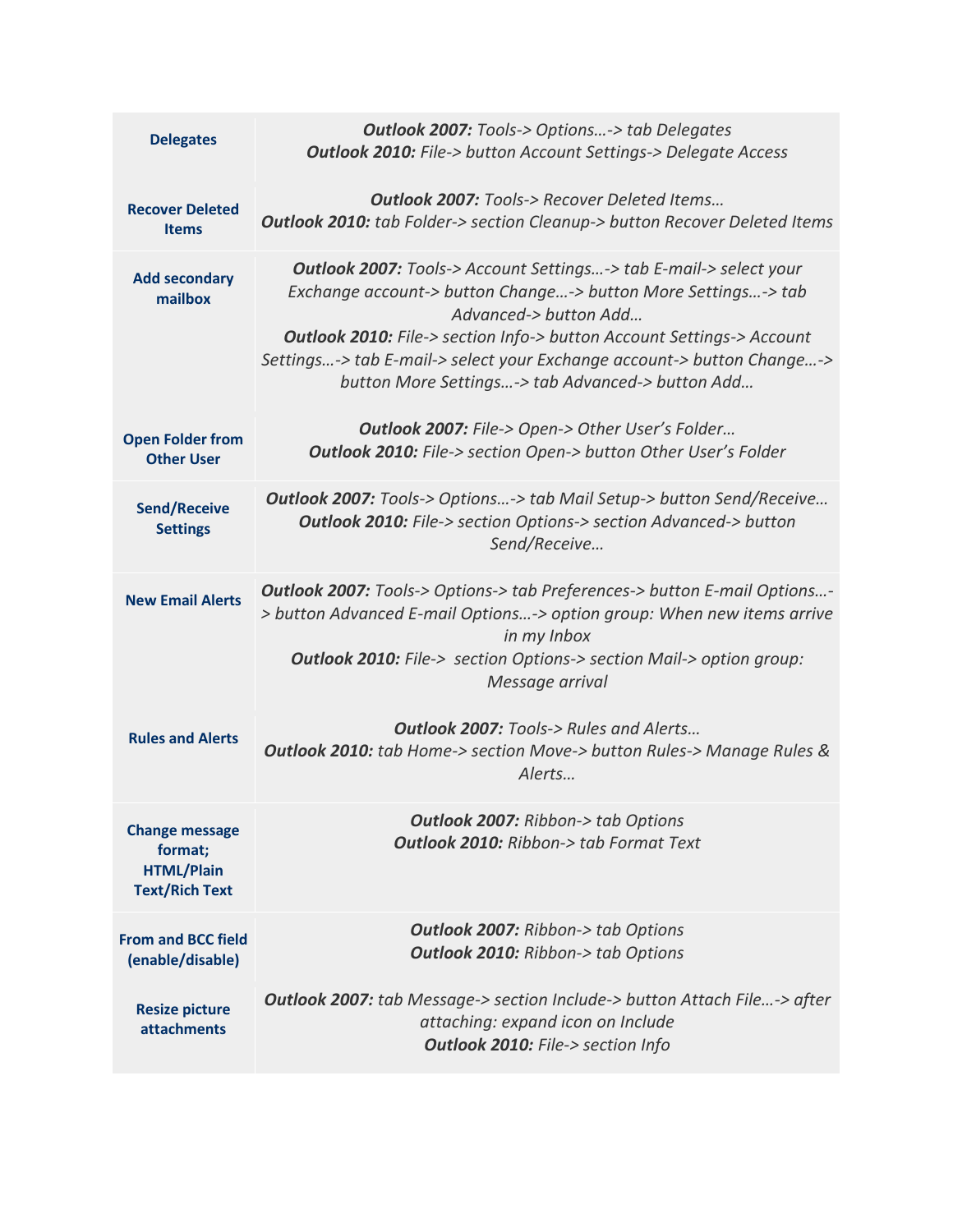| | |
|---|---|
| **Delegates** | ***Outlook 2007:*** *Tools-> Options…-> tab Delegates*<br>***Outlook 2010:*** *File-> button Account Settings-> Delegate Access* |
| **Recover Deleted Items** | ***Outlook 2007:*** *Tools-> Recover Deleted Items…*<br>***Outlook 2010:*** *tab Folder-> section Cleanup-> button Recover Deleted Items* |
| **Add secondary mailbox** | ***Outlook 2007:*** *Tools-> Account Settings…-> tab E-mail-> select your Exchange account-> button Change…-> button More Settings…-> tab Advanced-> button Add…*<br>***Outlook 2010:*** *File-> section Info-> button Account Settings-> Account Settings…-> tab E-mail-> select your Exchange account-> button Change…-> button More Settings…-> tab Advanced-> button Add…* |
| **Open Folder from Other User** | ***Outlook 2007:*** *File-> Open-> Other User's Folder…*<br>***Outlook 2010:*** *File-> section Open-> button Other User's Folder* |
| **Send/Receive Settings** | ***Outlook 2007:*** *Tools-> Options…-> tab Mail Setup-> button Send/Receive…*<br>***Outlook 2010:*** *File-> section Options-> section Advanced-> button Send/Receive…* |
| **New Email Alerts** | ***Outlook 2007:*** *Tools-> Options-> tab Preferences-> button E-mail Options…-> button Advanced E-mail Options…-> option group: When new items arrive in my Inbox*<br>***Outlook 2010:*** *File-> section Options-> section Mail-> option group: Message arrival* |
| **Rules and Alerts** | ***Outlook 2007:*** *Tools-> Rules and Alerts…*<br>***Outlook 2010:*** *tab Home-> section Move-> button Rules-> Manage Rules & Alerts…* |
| **Change message format; HTML/Plain Text/Rich Text** | ***Outlook 2007:*** *Ribbon-> tab Options*<br>***Outlook 2010:*** *Ribbon-> tab Format Text* |
| **From and BCC field (enable/disable)** | ***Outlook 2007:*** *Ribbon-> tab Options*<br>***Outlook 2010:*** *Ribbon-> tab Options* |
| **Resize picture attachments** | ***Outlook 2007:*** *tab Message-> section Include-> button Attach File…-> after attaching: expand icon on Include*<br>***Outlook 2010:*** *File-> section Info* |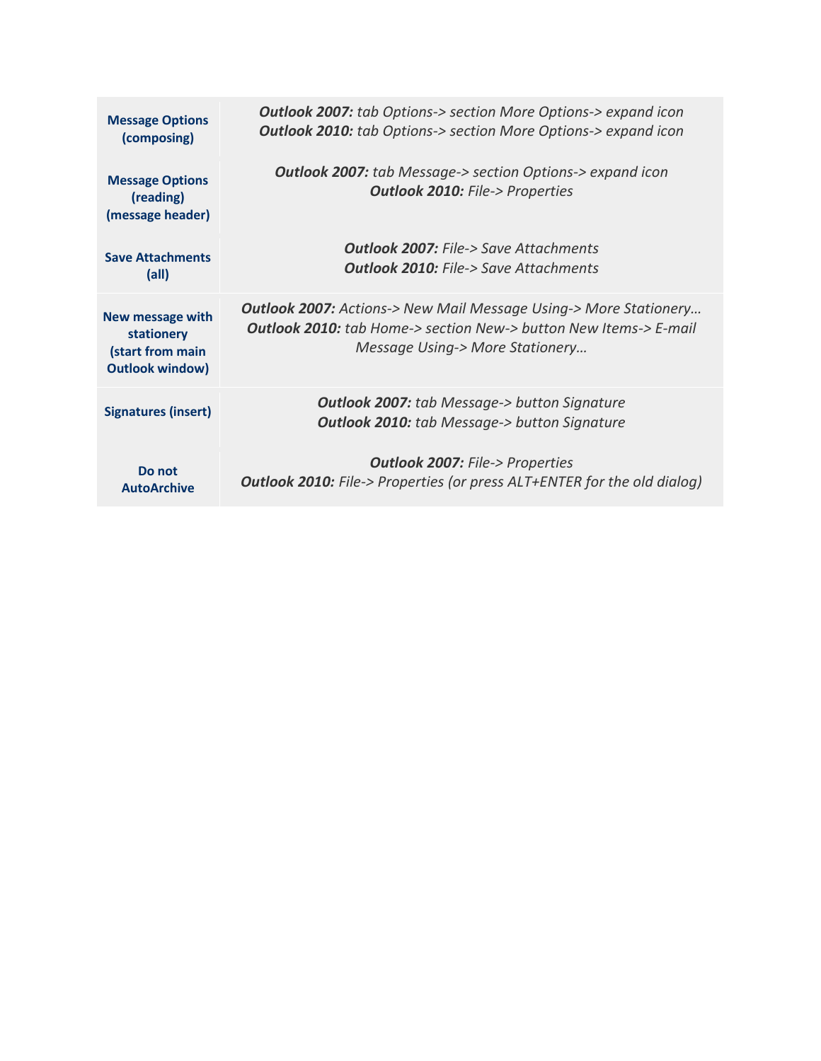| | |
|---|---|
| **Message Options (composing)** | ***Outlook 2007:*** *tab Options-> section More Options-> expand icon*<br>***Outlook 2010:*** *tab Options-> section More Options-> expand icon* |
| **Message Options (reading) (message header)** | ***Outlook 2007:*** *tab Message-> section Options-> expand icon*<br>***Outlook 2010:*** *File-> Properties* |
| **Save Attachments (all)** | ***Outlook 2007:*** *File-> Save Attachments*<br>***Outlook 2010:*** *File-> Save Attachments* |
| **New message with stationery (start from main Outlook window)** | ***Outlook 2007:*** *Actions-> New Mail Message Using-> More Stationery…*<br>***Outlook 2010:*** *tab Home-> section New-> button New Items-> E-mail Message Using-> More Stationery…* |
| **Signatures (insert)** | ***Outlook 2007:*** *tab Message-> button Signature*<br>***Outlook 2010:*** *tab Message-> button Signature* |
| **Do not AutoArchive** | ***Outlook 2007:*** *File-> Properties*<br>***Outlook 2010:*** *File-> Properties (or press ALT+ENTER for the old dialog)* |